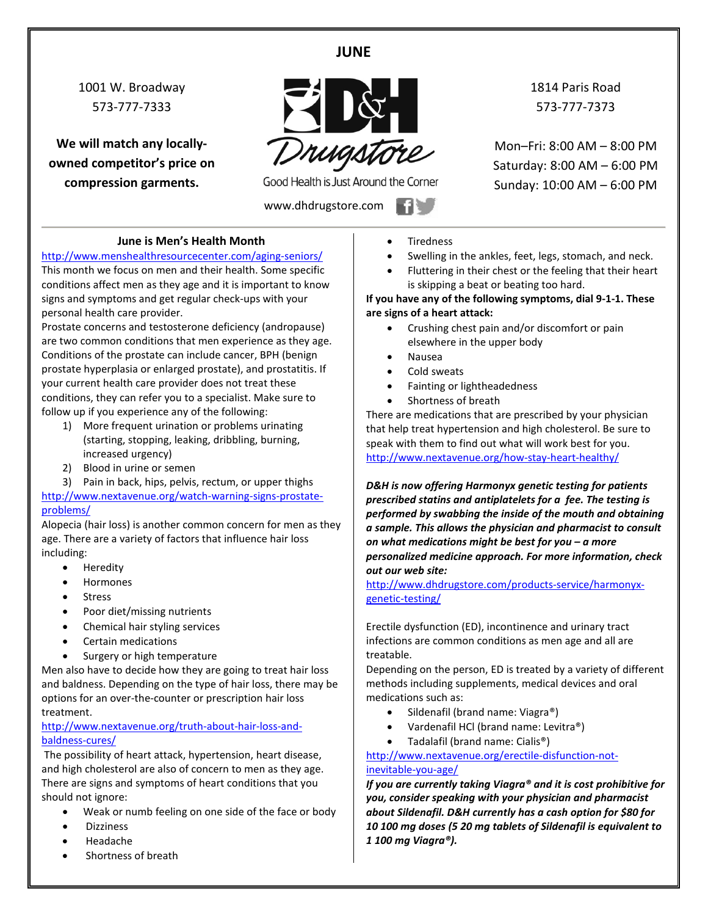# JUNE

1001 W. Broadway
573-777-7333

**We will match any locally-owned competitor's price on compression garments.**

D&H Drugstore

Good Health is Just Around the Corner

www.dhdrugstore.com

1814 Paris Road
573-777-7373

Mon–Fri: 8:00 AM – 8:00 PM
Saturday: 8:00 AM – 6:00 PM
Sunday: 10:00 AM – 6:00 PM

## June is Men's Health Month

http://www.menshealthresourcecenter.com/aging-seniors/

This month we focus on men and their health. Some specific conditions affect men as they age and it is important to know signs and symptoms and get regular check-ups with your personal health care provider.

Prostate concerns and testosterone deficiency (andropause) are two common conditions that men experience as they age. Conditions of the prostate can include cancer, BPH (benign prostate hyperplasia or enlarged prostate), and prostatitis. If your current health care provider does not treat these conditions, they can refer you to a specialist. Make sure to follow up if you experience any of the following:

1) More frequent urination or problems urinating (starting, stopping, leaking, dribbling, burning, increased urgency)
2) Blood in urine or semen
3) Pain in back, hips, pelvis, rectum, or upper thighs

http://www.nextavenue.org/watch-warning-signs-prostate-problems/

Alopecia (hair loss) is another common concern for men as they age. There are a variety of factors that influence hair loss including:

- Heredity
- Hormones
- Stress
- Poor diet/missing nutrients
- Chemical hair styling services
- Certain medications
- Surgery or high temperature

Men also have to decide how they are going to treat hair loss and baldness. Depending on the type of hair loss, there may be options for an over-the-counter or prescription hair loss treatment.

http://www.nextavenue.org/truth-about-hair-loss-and-baldness-cures/

The possibility of heart attack, hypertension, heart disease, and high cholesterol are also of concern to men as they age. There are signs and symptoms of heart conditions that you should not ignore:

- Weak or numb feeling on one side of the face or body
- Dizziness
- Headache
- Shortness of breath
- Tiredness
- Swelling in the ankles, feet, legs, stomach, and neck.
- Fluttering in their chest or the feeling that their heart is skipping a beat or beating too hard.

**If you have any of the following symptoms, dial 9-1-1. These are signs of a heart attack:**

- Crushing chest pain and/or discomfort or pain elsewhere in the upper body
- Nausea
- Cold sweats
- Fainting or lightheadedness
- Shortness of breath

There are medications that are prescribed by your physician that help treat hypertension and high cholesterol. Be sure to speak with them to find out what will work best for you.

http://www.nextavenue.org/how-stay-heart-healthy/

***D&H is now offering Harmonyx genetic testing for patients prescribed statins and antiplatelets for a fee. The testing is performed by swabbing the inside of the mouth and obtaining a sample. This allows the physician and pharmacist to consult on what medications might be best for you – a more personalized medicine approach. For more information, check out our web site:***

http://www.dhdrugstore.com/products-service/harmonyx-genetic-testing/

Erectile dysfunction (ED), incontinence and urinary tract infections are common conditions as men age and all are treatable.

Depending on the person, ED is treated by a variety of different methods including supplements, medical devices and oral medications such as:

- Sildenafil (brand name: Viagra®)
- Vardenafil HCl (brand name: Levitra®)
- Tadalafil (brand name: Cialis®)

http://www.nextavenue.org/erectile-disfunction-not-inevitable-you-age/

***If you are currently taking Viagra® and it is cost prohibitive for you, consider speaking with your physician and pharmacist about Sildenafil. D&H currently has a cash option for $80 for 10 100 mg doses (5 20 mg tablets of Sildenafil is equivalent to 1 100 mg Viagra®).***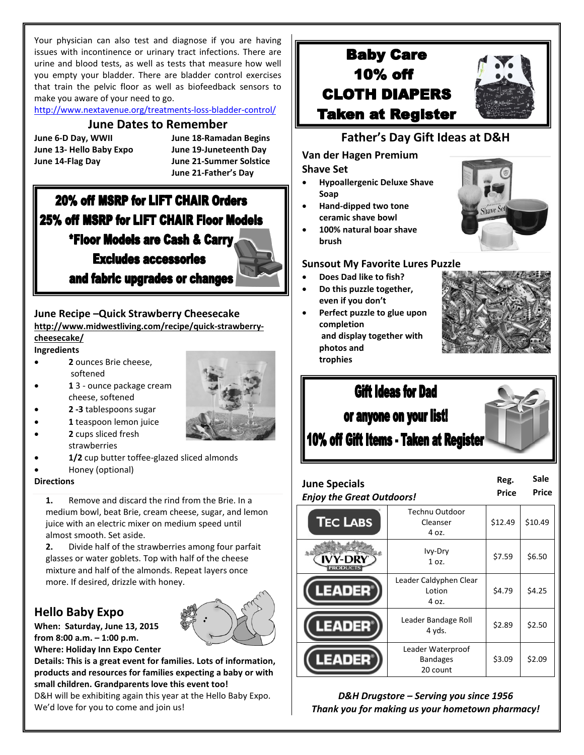Your physician can also test and diagnose if you are having issues with incontinence or urinary tract infections. There are urine and blood tests, as well as tests that measure how well you empty your bladder. There are bladder control exercises that train the pelvic floor as well as biofeedback sensors to make you aware of your need to go.

http://www.nextavenue.org/treatments-loss-bladder-control/

## June Dates to Remember

**June 6-D Day, WWII**
**June 13- Hello Baby Expo**
**June 14-Flag Day**
**June 18-Ramadan Begins**
**June 19-Juneteenth Day**
**June 21-Summer Solstice**
**June 21-Father's Day**

**20% off MSRP for LIFT CHAIR Orders**
**25% off MSRP for LIFT CHAIR Floor Models**
***Floor Models are Cash & Carry**
**Excludes accessories**
**and fabric upgrades or changes**

### June Recipe –Quick Strawberry Cheesecake

**http://www.midwestliving.com/recipe/quick-strawberry-cheesecake/**

**Ingredients**

- **2** ounces Brie cheese, softened
- **1** 3 - ounce package cream cheese, softened
- **2 -3** tablespoons sugar
- **1** teaspoon lemon juice
- **2** cups sliced fresh strawberries
- **1/2** cup butter toffee-glazed sliced almonds
- Honey (optional)

**Directions**

1. Remove and discard the rind from the Brie. In a medium bowl, beat Brie, cream cheese, sugar, and lemon juice with an electric mixer on medium speed until almost smooth. Set aside.
2. Divide half of the strawberries among four parfait glasses or water goblets. Top with half of the cheese mixture and half of the almonds. Repeat layers once more. If desired, drizzle with honey.

### Hello Baby Expo

**When: Saturday, June 13, 2015**
**from 8:00 a.m. – 1:00 p.m.**
**Where: Holiday Inn Expo Center**
**Details: This is a great event for families. Lots of information, products and resources for families expecting a baby or with small children. Grandparents love this event too!**

D&H will be exhibiting again this year at the Hello Baby Expo. We'd love for you to come and join us!

**Baby Care**
**10% off**
**CLOTH DIAPERS**
**Taken at Register**

## Father's Day Gift Ideas at D&H

### Van der Hagen Premium Shave Set

- **Hypoallergenic Deluxe Shave Soap**
- **Hand-dipped two tone ceramic shave bowl**
- **100% natural boar shave brush**

### Sunsout My Favorite Lures Puzzle

- **Does Dad like to fish?**
- **Do this puzzle together, even if you don't**
- **Perfect puzzle to glue upon completion and display together with photos and trophies**

**Gift Ideas for Dad**
**or anyone on your list!**
**10% off Gift Items - Taken at Register**

**June Specials**
***Enjoy the Great Outdoors!***

| | Product | Reg. Price | Sale Price |
|---|---|---|---|
| TEC LABS | Technu Outdoor Cleanser 4 oz. | $12.49 | $10.49 |
| IVY-DRY PRODUCTS | Ivy-Dry 1 oz. | $7.59 | $6.50 |
| LEADER | Leader Caldyphen Clear Lotion 4 oz. | $4.79 | $4.25 |
| LEADER | Leader Bandage Roll 4 yds. | $2.89 | $2.50 |
| LEADER | Leader Waterproof Bandages 20 count | $3.09 | $2.09 |

***D&H Drugstore – Serving you since 1956***
***Thank you for making us your hometown pharmacy!***